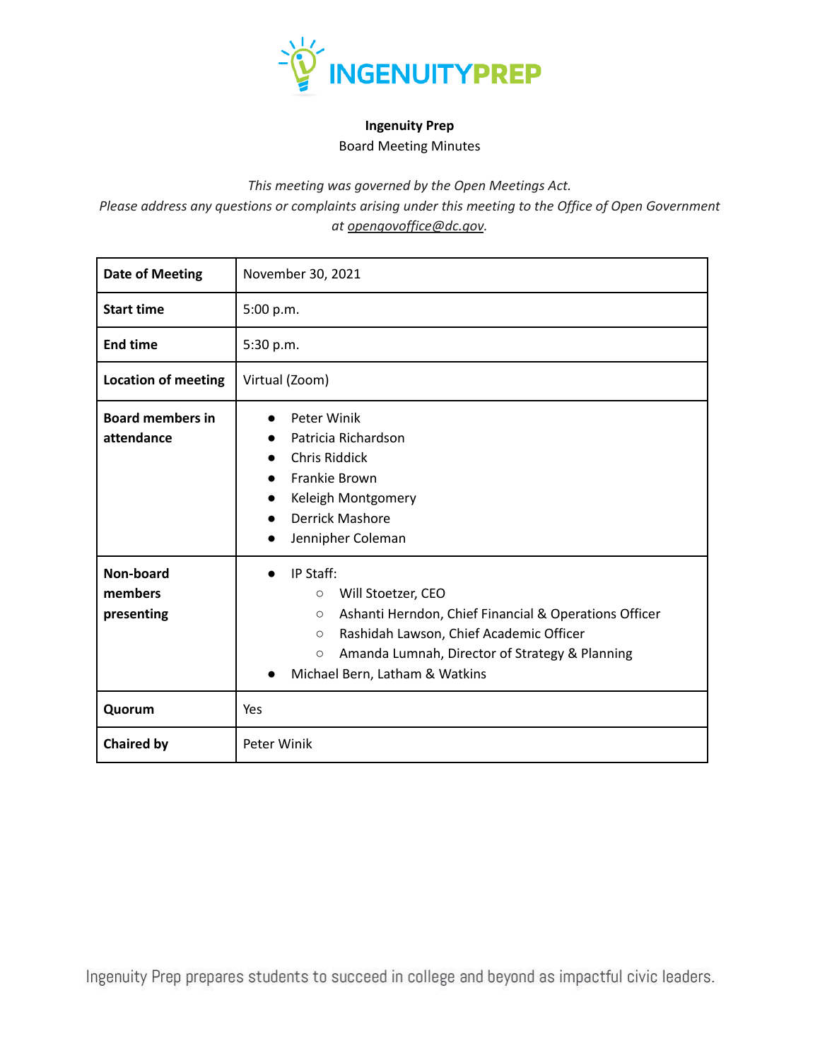**Ingenuity Prep**

Board Meeting Minutes

*This meeting was governed by the Open Meetings Act.*
*Please address any questions or complaints arising under this meeting to the Office of Open Government at opengovoffice@dc.gov.*

| **Date of Meeting** | November 30, 2021 |
|---|---|
| **Start time** | 5:00 p.m. |
| **End time** | 5:30 p.m. |
| **Location of meeting** | Virtual (Zoom) |
| **Board members in attendance** | • Peter Winik<br>• Patricia Richardson<br>• Chris Riddick<br>• Frankie Brown<br>• Keleigh Montgomery<br>• Derrick Mashore<br>• Jennipher Coleman |
| **Non-board members presenting** | • IP Staff:<br>  ○ Will Stoetzer, CEO<br>  ○ Ashanti Herndon, Chief Financial & Operations Officer<br>  ○ Rashidah Lawson, Chief Academic Officer<br>  ○ Amanda Lumnah, Director of Strategy & Planning<br>• Michael Bern, Latham & Watkins |
| **Quorum** | Yes |
| **Chaired by** | Peter Winik |

Ingenuity Prep prepares students to succeed in college and beyond as impactful civic leaders.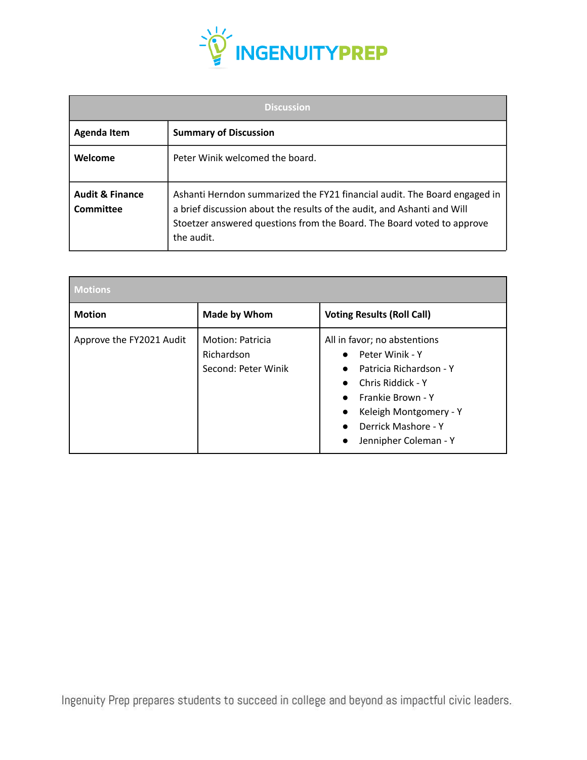| Discussion | |
|---|---|
| **Agenda Item** | **Summary of Discussion** |
| **Welcome** | Peter Winik welcomed the board. |
| **Audit & Finance Committee** | Ashanti Herndon summarized the FY21 financial audit. The Board engaged in a brief discussion about the results of the audit, and Ashanti and Will Stoetzer answered questions from the Board. The Board voted to approve the audit. |

| Motions | | |
|---|---|---|
| **Motion** | **Made by Whom** | **Voting Results (Roll Call)** |
| Approve the FY2021 Audit | Motion: Patricia Richardson<br>Second: Peter Winik | All in favor; no abstentions<br>• Peter Winik - Y<br>• Patricia Richardson - Y<br>• Chris Riddick - Y<br>• Frankie Brown - Y<br>• Keleigh Montgomery - Y<br>• Derrick Mashore - Y<br>• Jennipher Coleman - Y |

Ingenuity Prep prepares students to succeed in college and beyond as impactful civic leaders.